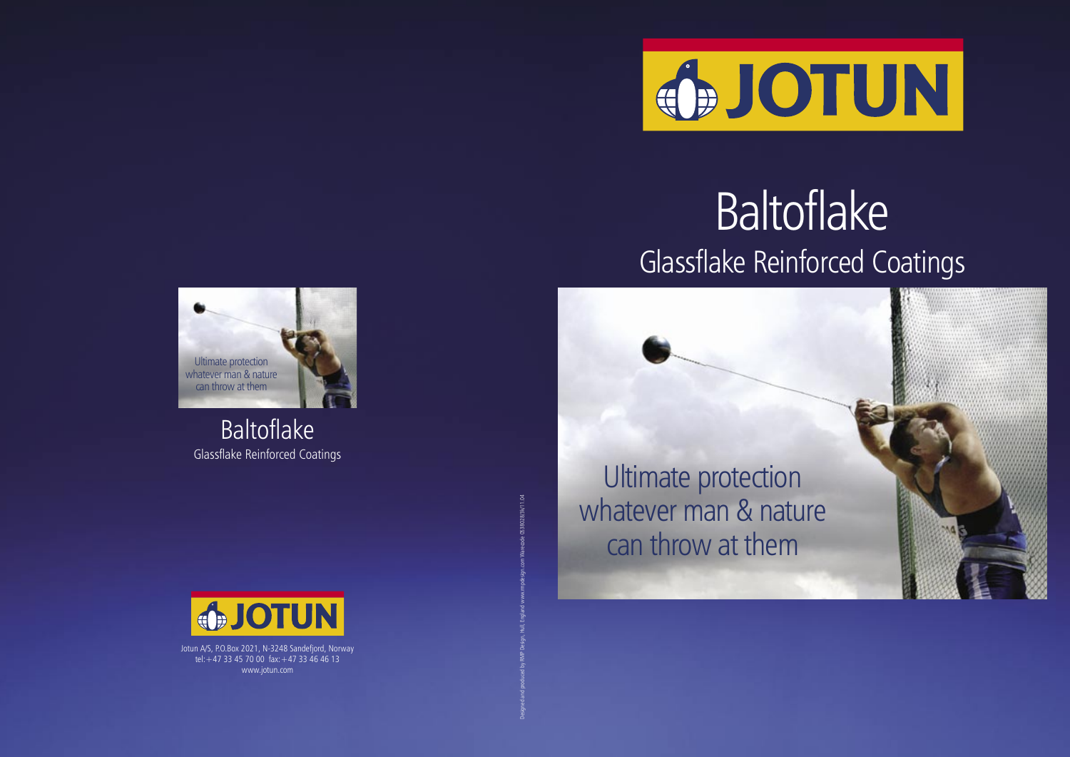# Baltoflake

## Glassflake Reinforced Coatings

Ultimate protection whatever man & nature can throw at them

Baltoflake

Glassflake Reinforced Coatings

Jotun A/S, P.O.Box 2021, N-3248 Sandefjord, Norway
tel: +47 33 45 70 00 fax: +47 33 46 46 13
www.jotun.com

Designed and produced by RMP Design, Hull, England www.rmpdesign.com Warecode 0538028/36/11.04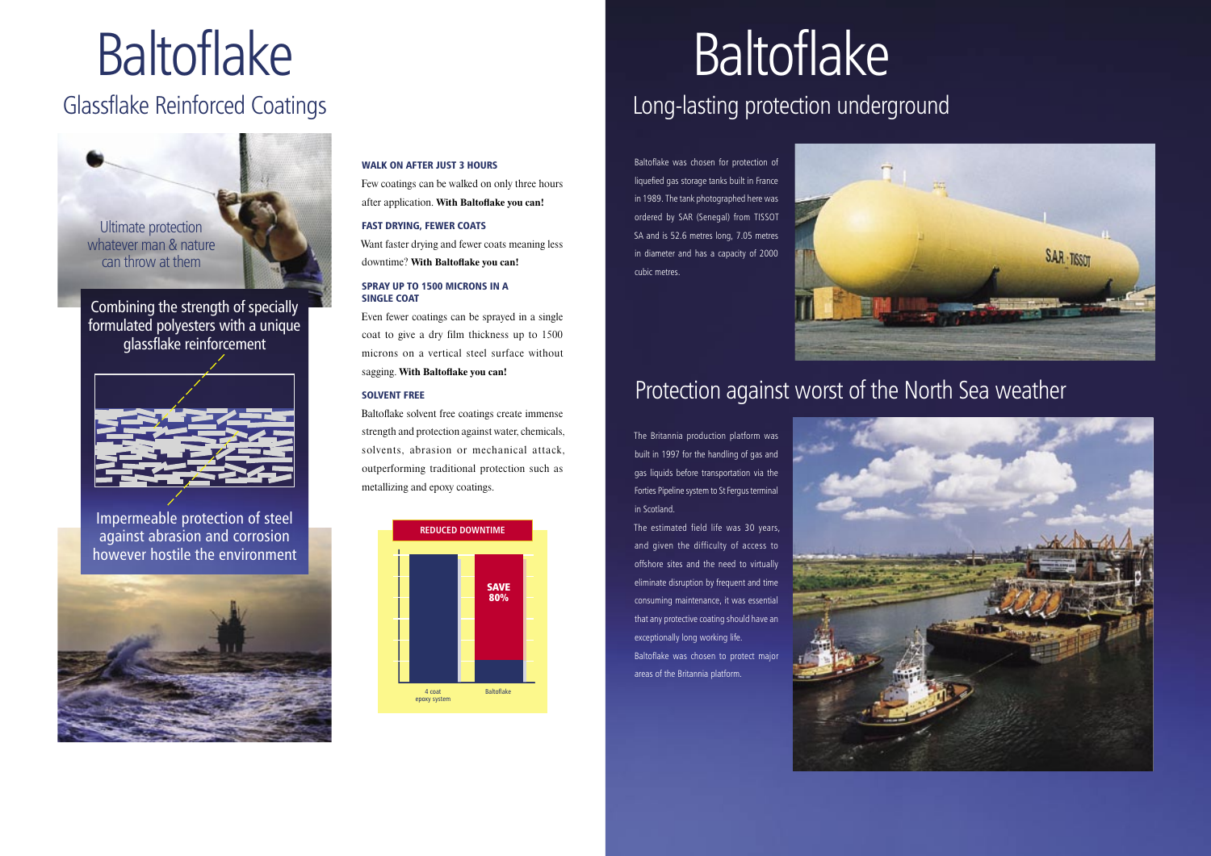# Baltoflake

## Glassflake Reinforced Coatings

Ultimate protection whatever man & nature can throw at them

Combining the strength of specially formulated polyesters with a unique glassflake reinforcement

Impermeable protection of steel against abrasion and corrosion however hostile the environment

### WALK ON AFTER JUST 3 HOURS

Few coatings can be walked on only three hours after application. **With Baltoflake you can!**

### FAST DRYING, FEWER COATS

Want faster drying and fewer coats meaning less downtime? **With Baltoflake you can!**

### SPRAY UP TO 1500 MICRONS IN A SINGLE COAT

Even fewer coatings can be sprayed in a single coat to give a dry film thickness up to 1500 microns on a vertical steel surface without sagging. **With Baltoflake you can!**

### SOLVENT FREE

Baltoflake solvent free coatings create immense strength and protection against water, chemicals, solvents, abrasion or mechanical attack, outperforming traditional protection such as metallizing and epoxy coatings.

**REDUCED DOWNTIME**

SAVE 80%

4 coat epoxy system | Baltoflake

# Baltoflake

## Long-lasting protection underground

Baltoflake was chosen for protection of liquefied gas storage tanks built in France in 1989. The tank photographed here was ordered by SAR (Senegal) from TISSOT SA and is 52.6 metres long, 7.05 metres in diameter and has a capacity of 2000 cubic metres.

## Protection against worst of the North Sea weather

The Britannia production platform was built in 1997 for the handling of gas and gas liquids before transportation via the Forties Pipeline system to St Fergus terminal in Scotland.

The estimated field life was 30 years, and given the difficulty of access to offshore sites and the need to virtually eliminate disruption by frequent and time consuming maintenance, it was essential that any protective coating should have an exceptionally long working life.

Baltoflake was chosen to protect major areas of the Britannia platform.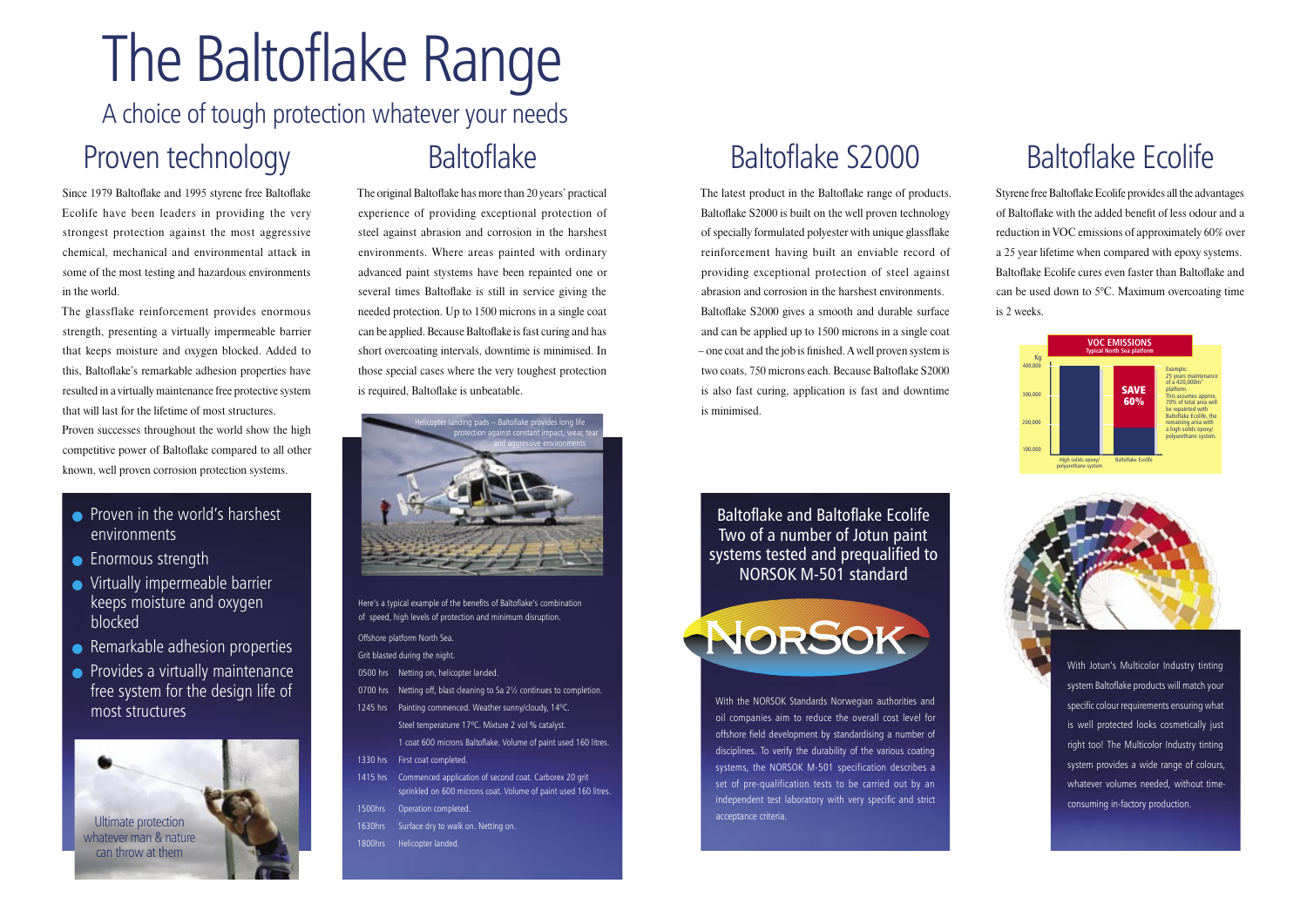# The Baltoflake Range

A choice of tough protection whatever your needs

## Proven technology

Since 1979 Baltoflake and 1995 styrene free Baltoflake Ecolife have been leaders in providing the very strongest protection against the most aggressive chemical, mechanical and environmental attack in some of the most testing and hazardous environments in the world.

The glassflake reinforcement provides enormous strength, presenting a virtually impermeable barrier that keeps moisture and oxygen blocked. Added to this, Baltoflake's remarkable adhesion properties have resulted in a virtually maintenance free protective system that will last for the lifetime of most structures.

Proven successes throughout the world show the high competitive power of Baltoflake compared to all other known, well proven corrosion protection systems.

- Proven in the world's harshest environments
- Enormous strength
- Virtually impermeable barrier keeps moisture and oxygen blocked
- Remarkable adhesion properties
- Provides a virtually maintenance free system for the design life of most structures

Ultimate protection whatever man & nature can throw at them

## Baltoflake

The original Baltoflake has more than 20 years' practical experience of providing exceptional protection of steel against abrasion and corrosion in the harshest environments. Where areas painted with ordinary advanced paint stystems have been repainted one or several times Baltoflake is still in service giving the needed protection. Up to 1500 microns in a single coat can be applied. Because Baltoflake is fast curing and has short overcoating intervals, downtime is minimised. In those special cases where the very toughest protection is required, Baltoflake is unbeatable.

Helicopter landing pads – Baltoflake provides long life protection against constant impact, wear, tear and aggressive environments

Here's a typical example of the benefits of Baltoflake's combination of speed, high levels of protection and minimum disruption.

Offshore platform North Sea.

Grit blasted during the night.

| | |
|---|---|
| 0500 hrs | Netting on, helicopter landed. |
| 0700 hrs | Netting off, blast cleaning to Sa 2½ continues to completion. |
| 1245 hrs | Painting commenced. Weather sunny/cloudy, 14ºC. Steel temperature 17ºC. Mixture 2 vol % catalyst. 1 coat 600 microns Baltoflake. Volume of paint used 160 litres. |
| 1330 hrs | First coat completed. |
| 1415 hrs | Commenced application of second coat. Carborex 20 grit sprinkled on 600 microns coat. Volume of paint used 160 litres. |
| 1500hrs | Operation completed. |
| 1630hrs | Surface dry to walk on. Netting on. |
| 1800hrs | Helicopter landed. |

## Baltoflake S2000

The latest product in the Baltoflake range of products. Baltoflake S2000 is built on the well proven technology of specially formulated polyester with unique glassflake reinforcement having built an enviable record of providing exceptional protection of steel against abrasion and corrosion in the harshest environments.

Baltoflake S2000 gives a smooth and durable surface and can be applied up to 1500 microns in a single coat – one coat and the job is finished. A well proven system is two coats, 750 microns each. Because Baltoflake S2000 is also fast curing, application is fast and downtime is minimised.

### Baltoflake and Baltoflake Ecolife Two of a number of Jotun paint systems tested and prequalified to NORSOK M-501 standard

NORSOK

With the NORSOK Standards Norwegian authorities and oil companies aim to reduce the overall cost level for offshore field development by standardising a number of disciplines. To verify the durability of the various coating systems, the NORSOK M-501 specification describes a set of pre-qualification tests to be carried out by an independent test laboratory with very specific and strict acceptance criteria.

## Baltoflake Ecolife

Styrene free Baltoflake Ecolife provides all the advantages of Baltoflake with the added benefit of less odour and a reduction in VOC emissions of approximately 60% over a 25 year lifetime when compared with epoxy systems. Baltoflake Ecolife cures even faster than Baltoflake and can be used down to 5°C. Maximum overcoating time is 2 weeks.

**VOC EMISSIONS**
Typical North Sea platform

Kg: 100,000 – 400,000

High solids epoxy/polyurethane system | Baltoflake Ecolife — SAVE 60%

Example: 25 years maintenance of a 420,000m² platform. This assumes approx. 70% of total area will be repainted with Baltoflake Ecolife, the remaining area with a high solids epoxy/polyurethane system.

With Jotun's Multicolor Industry tinting system Baltoflake products will match your specific colour requirements ensuring what is well protected looks cosmetically just right too! The Multicolor Industry tinting system provides a wide range of colours, whatever volumes needed, without time-consuming in-factory production.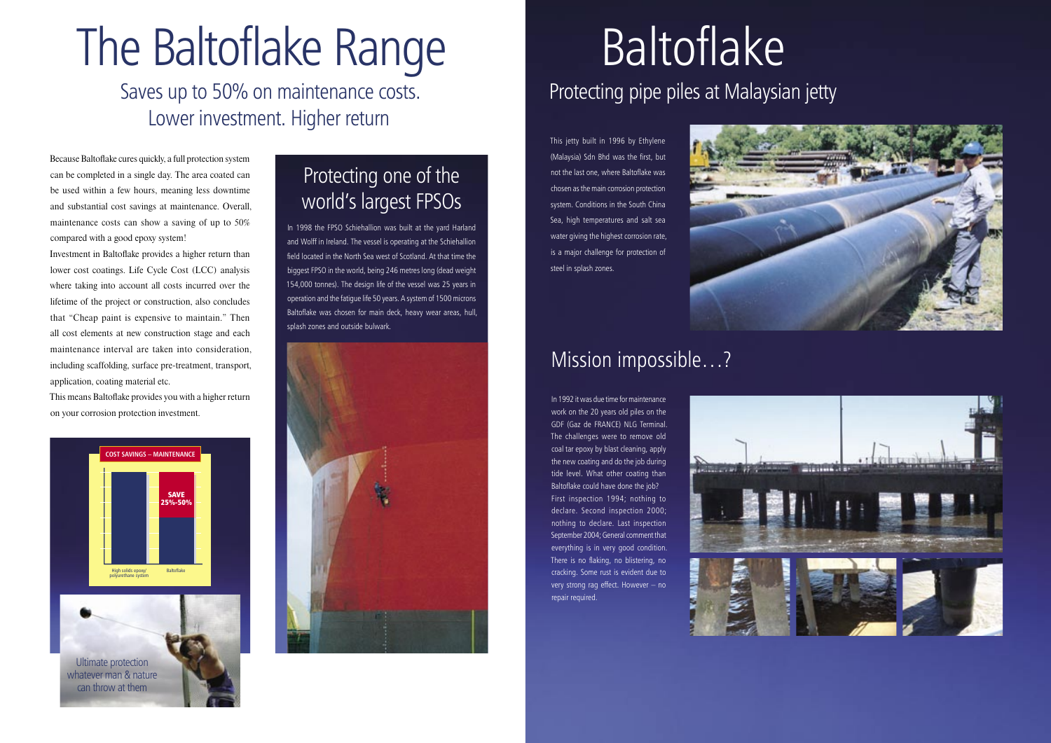# The Baltoflake Range

## Saves up to 50% on maintenance costs. Lower investment. Higher return

Because Baltoflake cures quickly, a full protection system can be completed in a single day. The area coated can be used within a few hours, meaning less downtime and substantial cost savings at maintenance. Overall, maintenance costs can show a saving of up to 50% compared with a good epoxy system!

Investment in Baltoflake provides a higher return than lower cost coatings. Life Cycle Cost (LCC) analysis where taking into account all costs incurred over the lifetime of the project or construction, also concludes that "Cheap paint is expensive to maintain." Then all cost elements at new construction stage and each maintenance interval are taken into consideration, including scaffolding, surface pre-treatment, transport, application, coating material etc.

This means Baltoflake provides you with a higher return on your corrosion protection investment.

COST SAVINGS – MAINTENANCE

SAVE 25%-50%

High solids epoxy/ polyurethane system

Baltoflake

Ultimate protection whatever man & nature can throw at them

## Protecting one of the world's largest FPSOs

In 1998 the FPSO Schiehallion was built at the yard Harland and Wolff in Ireland. The vessel is operating at the Schiehallion field located in the North Sea west of Scotland. At that time the biggest FPSO in the world, being 246 metres long (dead weight 154,000 tonnes). The design life of the vessel was 25 years in operation and the fatigue life 50 years. A system of 1500 microns Baltoflake was chosen for main deck, heavy wear areas, hull, splash zones and outside bulwark.

# Baltoflake

## Protecting pipe piles at Malaysian jetty

This jetty built in 1996 by Ethylene (Malaysia) Sdn Bhd was the first, but not the last one, where Baltoflake was chosen as the main corrosion protection system. Conditions in the South China Sea, high temperatures and salt sea water giving the highest corrosion rate, is a major challenge for protection of steel in splash zones.

## Mission impossible…?

In 1992 it was due time for maintenance work on the 20 years old piles on the GDF (Gaz de FRANCE) NLG Terminal. The challenges were to remove old coal tar epoxy by blast cleaning, apply the new coating and do the job during tide level. What other coating than Baltoflake could have done the job?

First inspection 1994; nothing to declare. Second inspection 2000; nothing to declare. Last inspection September 2004; General comment that everything is in very good condition. There is no flaking, no blistering, no cracking. Some rust is evident due to very strong rag effect. However – no repair required.